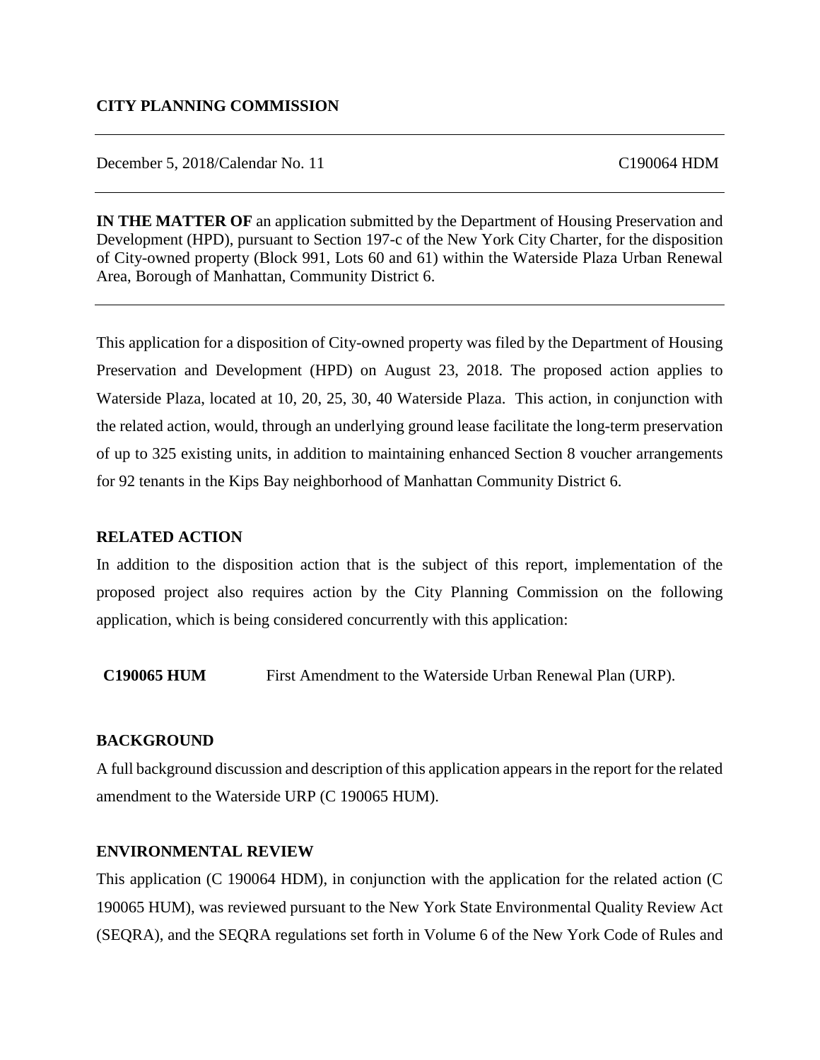**CITY PLANNING COMMISSION**

---

December 5, 2018/Calendar No. 11 C190064 HDM

---

**IN THE MATTER OF** an application submitted by the Department of Housing Preservation and Development (HPD), pursuant to Section 197-c of the New York City Charter, for the disposition of City-owned property (Block 991, Lots 60 and 61) within the Waterside Plaza Urban Renewal Area, Borough of Manhattan, Community District 6.

---

This application for a disposition of City-owned property was filed by the Department of Housing Preservation and Development (HPD) on August 23, 2018. The proposed action applies to Waterside Plaza, located at 10, 20, 25, 30, 40 Waterside Plaza. This action, in conjunction with the related action, would, through an underlying ground lease facilitate the long-term preservation of up to 325 existing units, in addition to maintaining enhanced Section 8 voucher arrangements for 92 tenants in the Kips Bay neighborhood of Manhattan Community District 6.

## RELATED ACTION

In addition to the disposition action that is the subject of this report, implementation of the proposed project also requires action by the City Planning Commission on the following application, which is being considered concurrently with this application:

**C190065 HUM** First Amendment to the Waterside Urban Renewal Plan (URP).

## BACKGROUND

A full background discussion and description of this application appears in the report for the related amendment to the Waterside URP (C 190065 HUM).

## ENVIRONMENTAL REVIEW

This application (C 190064 HDM), in conjunction with the application for the related action (C 190065 HUM), was reviewed pursuant to the New York State Environmental Quality Review Act (SEQRA), and the SEQRA regulations set forth in Volume 6 of the New York Code of Rules and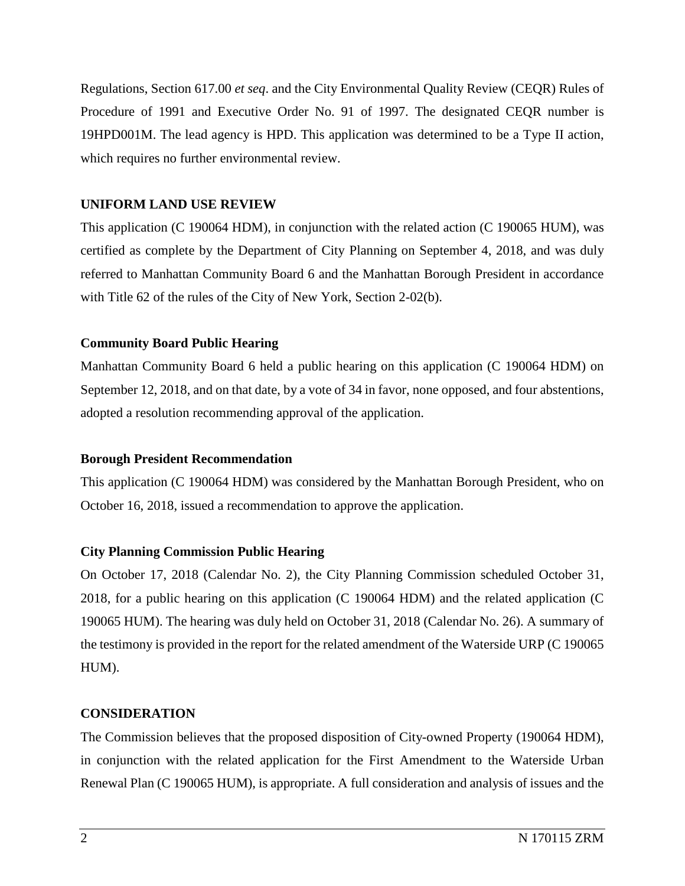Regulations, Section 617.00 *et seq*. and the City Environmental Quality Review (CEQR) Rules of Procedure of 1991 and Executive Order No. 91 of 1997. The designated CEQR number is 19HPD001M. The lead agency is HPD. This application was determined to be a Type II action, which requires no further environmental review.

## UNIFORM LAND USE REVIEW

This application (C 190064 HDM), in conjunction with the related action (C 190065 HUM), was certified as complete by the Department of City Planning on September 4, 2018, and was duly referred to Manhattan Community Board 6 and the Manhattan Borough President in accordance with Title 62 of the rules of the City of New York, Section 2-02(b).

### Community Board Public Hearing

Manhattan Community Board 6 held a public hearing on this application (C 190064 HDM) on September 12, 2018, and on that date, by a vote of 34 in favor, none opposed, and four abstentions, adopted a resolution recommending approval of the application.

### Borough President Recommendation

This application (C 190064 HDM) was considered by the Manhattan Borough President, who on October 16, 2018, issued a recommendation to approve the application.

### City Planning Commission Public Hearing

On October 17, 2018 (Calendar No. 2), the City Planning Commission scheduled October 31, 2018, for a public hearing on this application (C 190064 HDM) and the related application (C 190065 HUM). The hearing was duly held on October 31, 2018 (Calendar No. 26). A summary of the testimony is provided in the report for the related amendment of the Waterside URP (C 190065 HUM).

## CONSIDERATION

The Commission believes that the proposed disposition of City-owned Property (190064 HDM), in conjunction with the related application for the First Amendment to the Waterside Urban Renewal Plan (C 190065 HUM), is appropriate. A full consideration and analysis of issues and the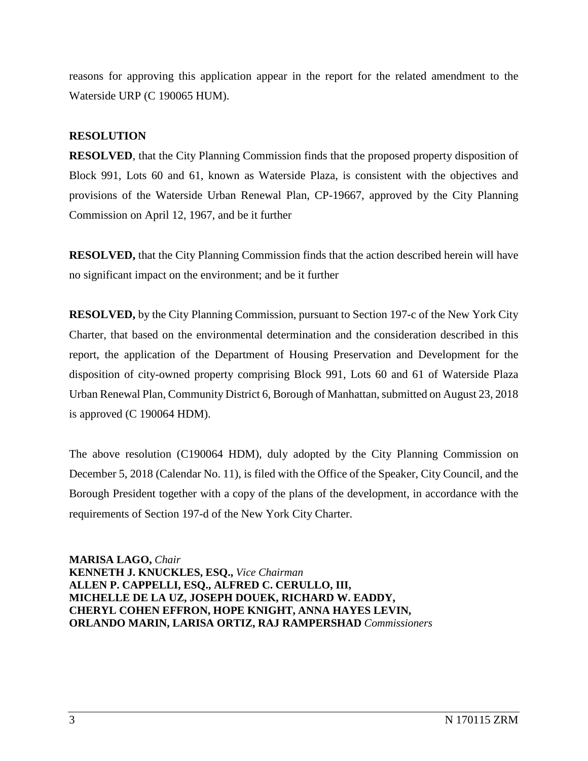reasons for approving this application appear in the report for the related amendment to the Waterside URP (C 190065 HUM).

## RESOLUTION

**RESOLVED**, that the City Planning Commission finds that the proposed property disposition of Block 991, Lots 60 and 61, known as Waterside Plaza, is consistent with the objectives and provisions of the Waterside Urban Renewal Plan, CP-19667, approved by the City Planning Commission on April 12, 1967, and be it further

**RESOLVED,** that the City Planning Commission finds that the action described herein will have no significant impact on the environment; and be it further

**RESOLVED,** by the City Planning Commission, pursuant to Section 197-c of the New York City Charter, that based on the environmental determination and the consideration described in this report, the application of the Department of Housing Preservation and Development for the disposition of city-owned property comprising Block 991, Lots 60 and 61 of Waterside Plaza Urban Renewal Plan, Community District 6, Borough of Manhattan, submitted on August 23, 2018 is approved (C 190064 HDM).

The above resolution (C190064 HDM), duly adopted by the City Planning Commission on December 5, 2018 (Calendar No. 11), is filed with the Office of the Speaker, City Council, and the Borough President together with a copy of the plans of the development, in accordance with the requirements of Section 197-d of the New York City Charter.

**MARISA LAGO,** *Chair*
**KENNETH J. KNUCKLES, ESQ.,** *Vice Chairman*
**ALLEN P. CAPPELLI, ESQ., ALFRED C. CERULLO, III,**
**MICHELLE DE LA UZ, JOSEPH DOUEK, RICHARD W. EADDY,**
**CHERYL COHEN EFFRON, HOPE KNIGHT, ANNA HAYES LEVIN,**
**ORLANDO MARIN, LARISA ORTIZ, RAJ RAMPERSHAD** *Commissioners*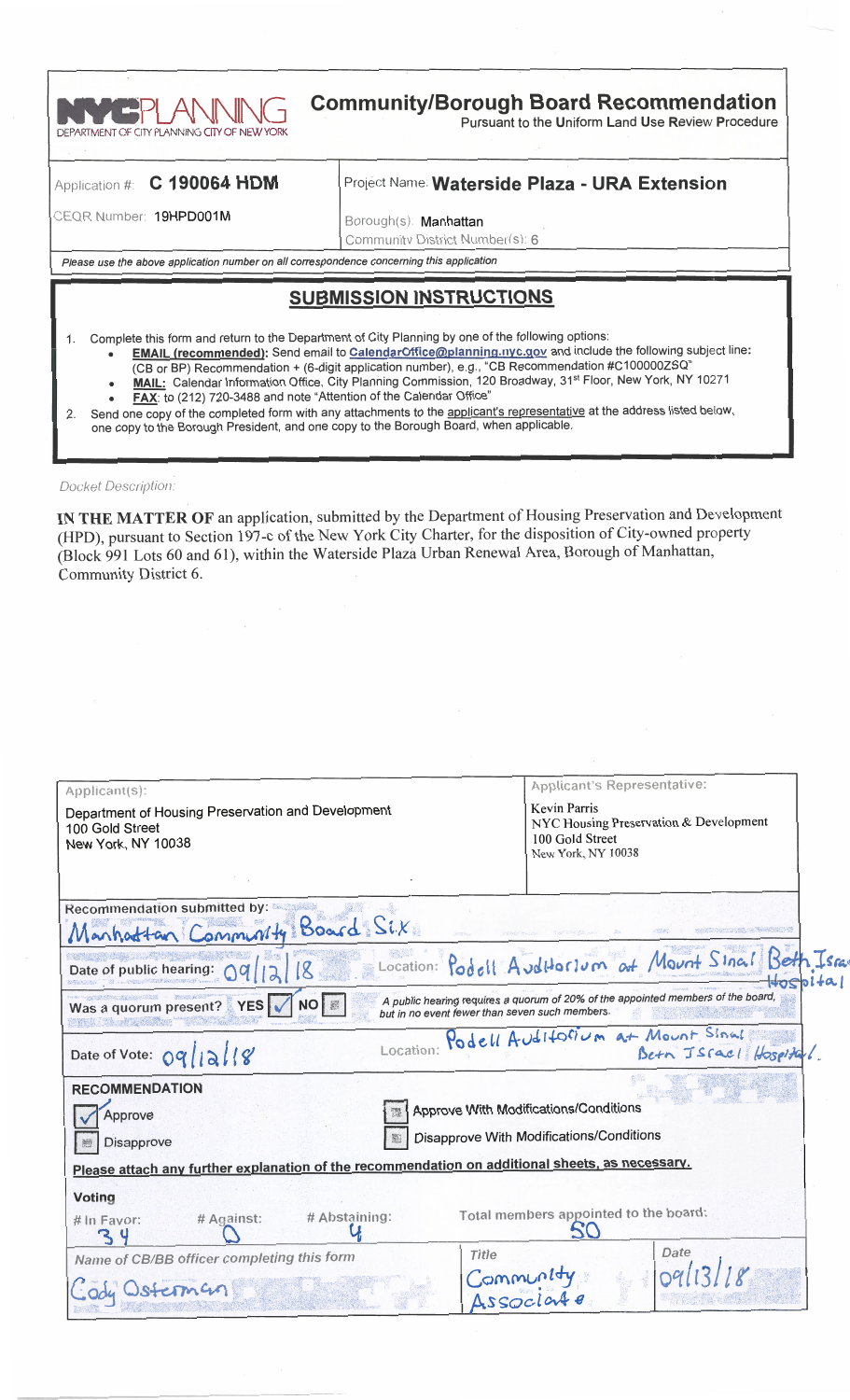**NYC PLANNING**
DEPARTMENT OF CITY PLANNING CITY OF NEW YORK

# Community/Borough Board Recommendation

Pursuant to the Uniform Land Use Review Procedure

| | |
|---|---|
| Application #: **C 190064 HDM** | Project Name: **Waterside Plaza - URA Extension** |
| CEQR Number: **19HPD001M** | Borough(s): **Manhattan** <br> Community District Number(s): 6 |

*Please use the above application number on all correspondence concerning this application*

## SUBMISSION INSTRUCTIONS

1. Complete this form and return to the Department of City Planning by one of the following options:
   - **EMAIL (recommended):** Send email to **CalendarOffice@planning.nyc.gov** and include the following subject line: (CB or BP) Recommendation + (6-digit application number), e.g., "CB Recommendation #C100000ZSQ"
   - **MAIL:** Calendar Information Office, City Planning Commission, 120 Broadway, 31st Floor, New York, NY 10271
   - **FAX:** to (212) 720-3488 and note "Attention of the Calendar Office"
2. Send one copy of the completed form with any attachments to the applicant's representative at the address listed below, one copy to the Borough President, and one copy to the Borough Board, when applicable.

*Docket Description:*

**IN THE MATTER OF** an application, submitted by the Department of Housing Preservation and Development (HPD), pursuant to Section 197-c of the New York City Charter, for the disposition of City-owned property (Block 991 Lots 60 and 61), within the Waterside Plaza Urban Renewal Area, Borough of Manhattan, Community District 6.

| Applicant(s): | Applicant's Representative: |
|---|---|
| Department of Housing Preservation and Development<br>100 Gold Street<br>New York, NY 10038 | Kevin Parris<br>NYC Housing Preservation & Development<br>100 Gold Street<br>New York, NY 10038 |

Recommendation submitted by: Manhattan Community Board Six

Date of public hearing: 09/12/18 Location: Podell Auditorium at Mount Sinai Beth Israel Hospital

Was a quorum present? YES ✓ NO ☐ *A public hearing requires a quorum of 20% of the appointed members of the board, but in no event fewer than seven such members.*

Date of Vote: 09/12/18 Location: Podell Auditorium at Mount Sinai Beth Israel Hospital.

**RECOMMENDATION**

- ✓ Approve
- ☐ Disapprove
- ☐ Approve With Modifications/Conditions
- ☐ Disapprove With Modifications/Conditions

**Please attach any further explanation of the recommendation on additional sheets, as necessary.**

**Voting**

| # In Favor: | # Against: | # Abstaining: | Total members appointed to the board: |
|---|---|---|---|
| 34 | 0 | 4 | 50 |

| Name of CB/BB officer completing this form | Title | Date |
|---|---|---|
| Cody Osterman | Community Associate | 09/13/18 |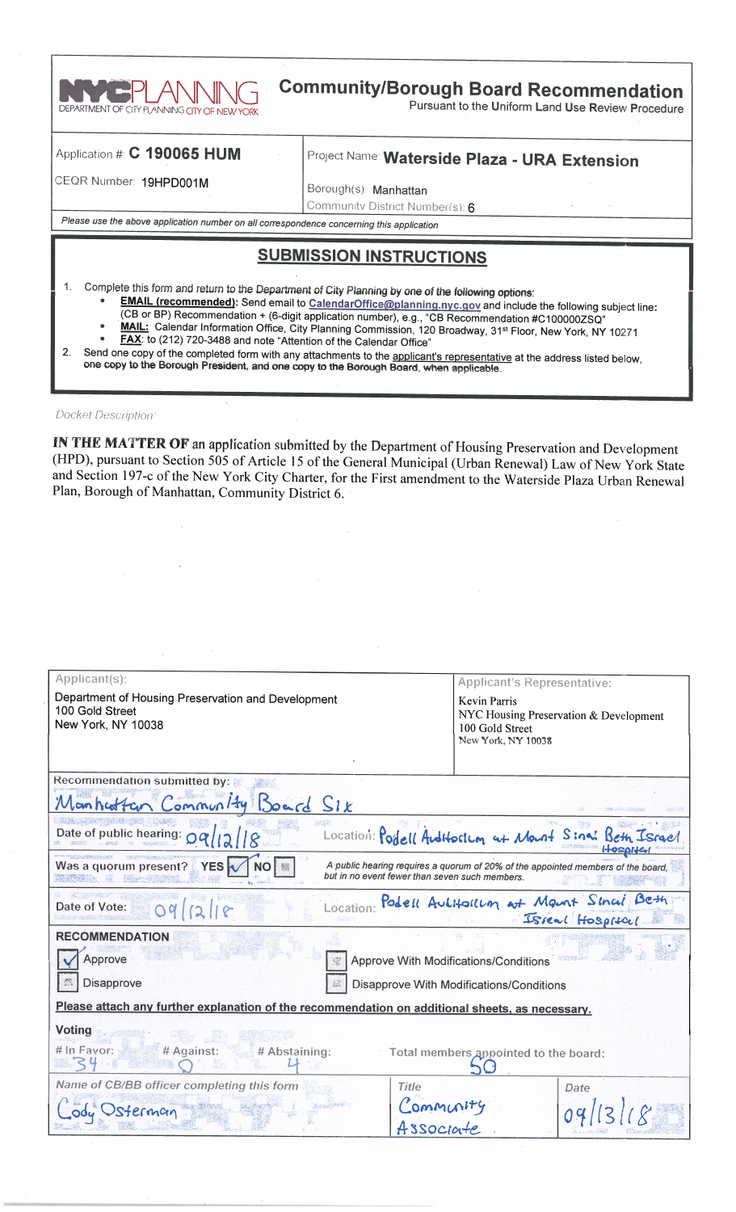**NYC PLANNING**
DEPARTMENT OF CITY PLANNING CITY OF NEW YORK

# Community/Borough Board Recommendation

Pursuant to the Uniform Land Use Review Procedure

| Application #: **C 190065 HUM** | Project Name: **Waterside Plaza - URA Extension** |
| --- | --- |
| CEQR Number: 19HPD001M | Borough(s): Manhattan<br>Community District Number(s): 6 |

*Please use the above application number on all correspondence concerning this application*

## SUBMISSION INSTRUCTIONS

1. Complete this form and return to the Department of City Planning by one of the following options:
   - **EMAIL (recommended)**: Send email to CalendarOffice@planning.nyc.gov and include the following subject line: (CB or BP) Recommendation + (6-digit application number), e.g., "CB Recommendation #C100000ZSQ"
   - **MAIL:** Calendar Information Office, City Planning Commission, 120 Broadway, 31st Floor, New York, NY 10271
   - **FAX**: to (212) 720-3488 and note "Attention of the Calendar Office"
2. Send one copy of the completed form with any attachments to the applicant's representative at the address listed below, one copy to the Borough President, and one copy to the Borough Board, when applicable.

*Docket Description:*

**IN THE MATTER OF** an application submitted by the Department of Housing Preservation and Development (HPD), pursuant to Section 505 of Article 15 of the General Municipal (Urban Renewal) Law of New York State and Section 197-c of the New York City Charter, for the First amendment to the Waterside Plaza Urban Renewal Plan, Borough of Manhattan, Community District 6.

| Applicant(s): | Applicant's Representative: |
| --- | --- |
| Department of Housing Preservation and Development<br>100 Gold Street<br>New York, NY 10038 | Kevin Parris<br>NYC Housing Preservation & Development<br>100 Gold Street<br>New York, NY 10038 |

Recommendation submitted by: Manhattan Community Board Six

Date of public hearing: 09/12/18 Location: Podell Auditorium at Mount Sinai Beth Israel Hospital

Was a quorum present? YES ☑ NO ☐

*A public hearing requires a quorum of 20% of the appointed members of the board, but in no event fewer than seven such members.*

Date of Vote: 09/12/18 Location: Podell Auditorium at Mount Sinai Beth Isreal Hospital

**RECOMMENDATION**

- ☑ Approve
- ☐ Disapprove
- ☐ Approve With Modifications/Conditions
- ☐ Disapprove With Modifications/Conditions

**Please attach any further explanation of the recommendation on additional sheets, as necessary.**

**Voting**

| # In Favor: | # Against: | # Abstaining: | Total members appointed to the board: |
| --- | --- | --- | --- |
| 34 | 0 | 4 | 50 |

| Name of CB/BB officer completing this form | Title | Date |
| --- | --- | --- |
| Cody Osterman | Community Associate | 09/13/18 |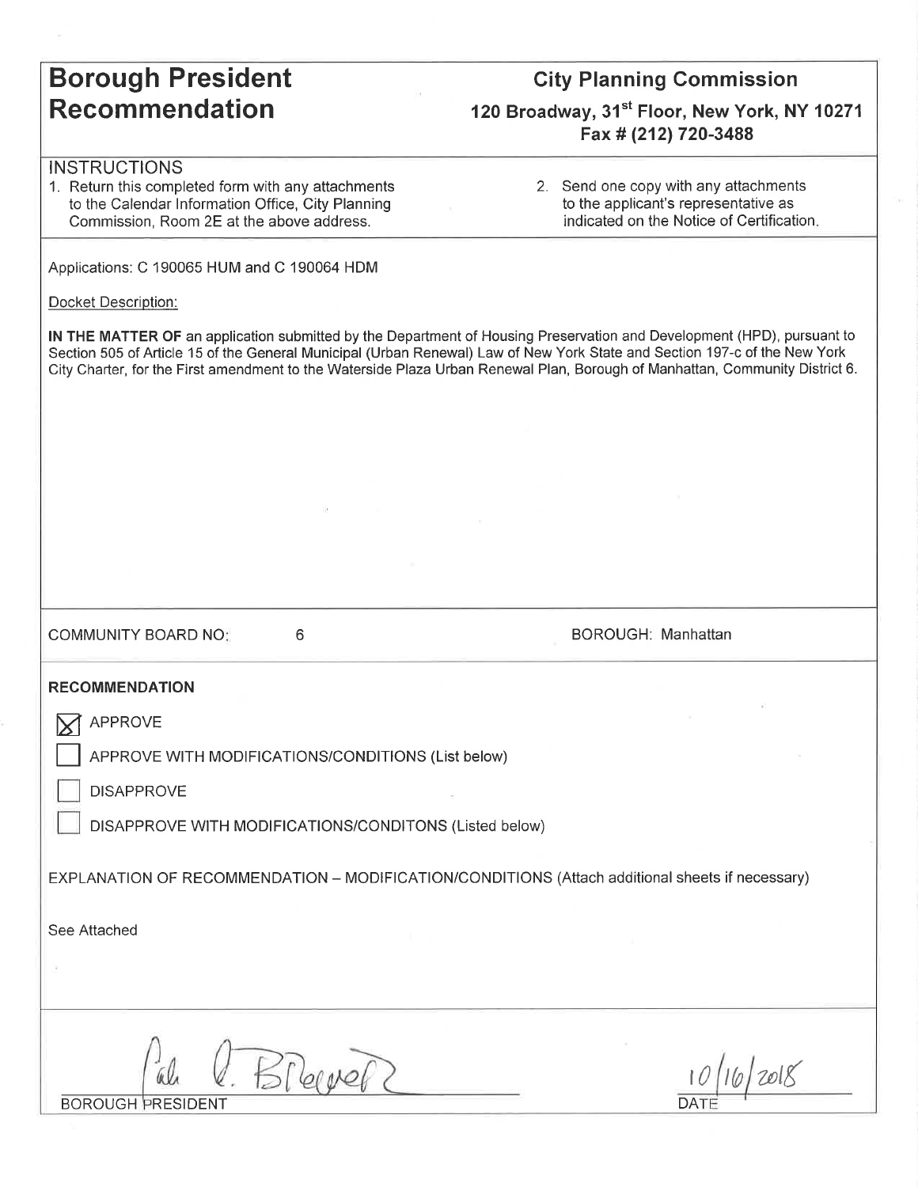# Borough President Recommendation

## City Planning Commission

**120 Broadway, 31st Floor, New York, NY 10271**
**Fax # (212) 720-3488**

INSTRUCTIONS

1. Return this completed form with any attachments to the Calendar Information Office, City Planning Commission, Room 2E at the above address.
2. Send one copy with any attachments to the applicant's representative as indicated on the Notice of Certification.

Applications: C 190065 HUM and C 190064 HDM

Docket Description:

**IN THE MATTER OF** an application submitted by the Department of Housing Preservation and Development (HPD), pursuant to Section 505 of Article 15 of the General Municipal (Urban Renewal) Law of New York State and Section 197-c of the New York City Charter, for the First amendment to the Waterside Plaza Urban Renewal Plan, Borough of Manhattan, Community District 6.

COMMUNITY BOARD NO: 6

BOROUGH: Manhattan

**RECOMMENDATION**

- [x] APPROVE
- [ ] APPROVE WITH MODIFICATIONS/CONDITIONS (List below)
- [ ] DISAPPROVE
- [ ] DISAPPROVE WITH MODIFICATIONS/CONDITONS (Listed below)

EXPLANATION OF RECOMMENDATION – MODIFICATION/CONDITIONS (Attach additional sheets if necessary)

See Attached

Gale A. Brewer
BOROUGH PRESIDENT

10/16/2018
DATE